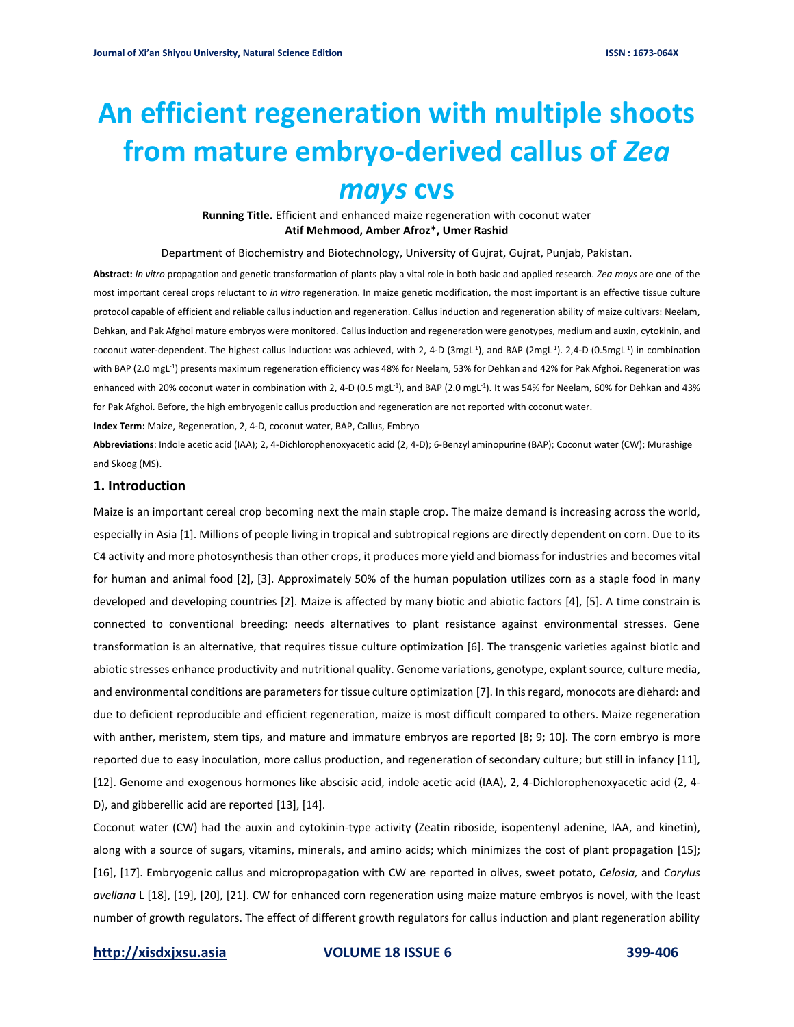# An efficient regeneration with multiple shoots from mature embryo-derived callus of *Zea mays* cvs

**Running Title.** Efficient and enhanced maize regeneration with coconut water

**Atif Mehmood, Amber Afroz\*, Umer Rashid**

Department of Biochemistry and Biotechnology, University of Gujrat, Gujrat, Punjab, Pakistan.

**Abstract:** *In vitro* propagation and genetic transformation of plants play a vital role in both basic and applied research. *Zea mays* are one of the most important cereal crops reluctant to *in vitro* regeneration. In maize genetic modification, the most important is an effective tissue culture protocol capable of efficient and reliable callus induction and regeneration. Callus induction and regeneration ability of maize cultivars: Neelam, Dehkan, and Pak Afghoi mature embryos were monitored. Callus induction and regeneration were genotypes, medium and auxin, cytokinin, and coconut water-dependent. The highest callus induction: was achieved, with 2, 4-D (3mgL$^{-1}$), and BAP (2mgL$^{-1}$). 2,4-D (0.5mgL$^{-1}$) in combination with BAP (2.0 mgL$^{-1}$) presents maximum regeneration efficiency was 48% for Neelam, 53% for Dehkan and 42% for Pak Afghoi. Regeneration was enhanced with 20% coconut water in combination with 2, 4-D (0.5 mgL$^{-1}$), and BAP (2.0 mgL$^{-1}$). It was 54% for Neelam, 60% for Dehkan and 43% for Pak Afghoi. Before, the high embryogenic callus production and regeneration are not reported with coconut water.

**Index Term:** Maize, Regeneration, 2, 4-D, coconut water, BAP, Callus, Embryo

**Abbreviations**: Indole acetic acid (IAA); 2, 4-Dichlorophenoxyacetic acid (2, 4-D); 6-Benzyl aminopurine (BAP); Coconut water (CW); Murashige and Skoog (MS).

## 1. Introduction

Maize is an important cereal crop becoming next the main staple crop. The maize demand is increasing across the world, especially in Asia [1]. Millions of people living in tropical and subtropical regions are directly dependent on corn. Due to its C4 activity and more photosynthesis than other crops, it produces more yield and biomass for industries and becomes vital for human and animal food [2], [3]. Approximately 50% of the human population utilizes corn as a staple food in many developed and developing countries [2]. Maize is affected by many biotic and abiotic factors [4], [5]. A time constrain is connected to conventional breeding: needs alternatives to plant resistance against environmental stresses. Gene transformation is an alternative, that requires tissue culture optimization [6]. The transgenic varieties against biotic and abiotic stresses enhance productivity and nutritional quality. Genome variations, genotype, explant source, culture media, and environmental conditions are parameters for tissue culture optimization [7]. In this regard, monocots are diehard: and due to deficient reproducible and efficient regeneration, maize is most difficult compared to others. Maize regeneration with anther, meristem, stem tips, and mature and immature embryos are reported [8; 9; 10]. The corn embryo is more reported due to easy inoculation, more callus production, and regeneration of secondary culture; but still in infancy [11], [12]. Genome and exogenous hormones like abscisic acid, indole acetic acid (IAA), 2, 4-Dichlorophenoxyacetic acid (2, 4-D), and gibberellic acid are reported [13], [14].

Coconut water (CW) had the auxin and cytokinin-type activity (Zeatin riboside, isopentenyl adenine, IAA, and kinetin), along with a source of sugars, vitamins, minerals, and amino acids; which minimizes the cost of plant propagation [15]; [16], [17]. Embryogenic callus and micropropagation with CW are reported in olives, sweet potato, *Celosia,* and *Corylus avellana* L [18], [19], [20], [21]. CW for enhanced corn regeneration using maize mature embryos is novel, with the least number of growth regulators. The effect of different growth regulators for callus induction and plant regeneration ability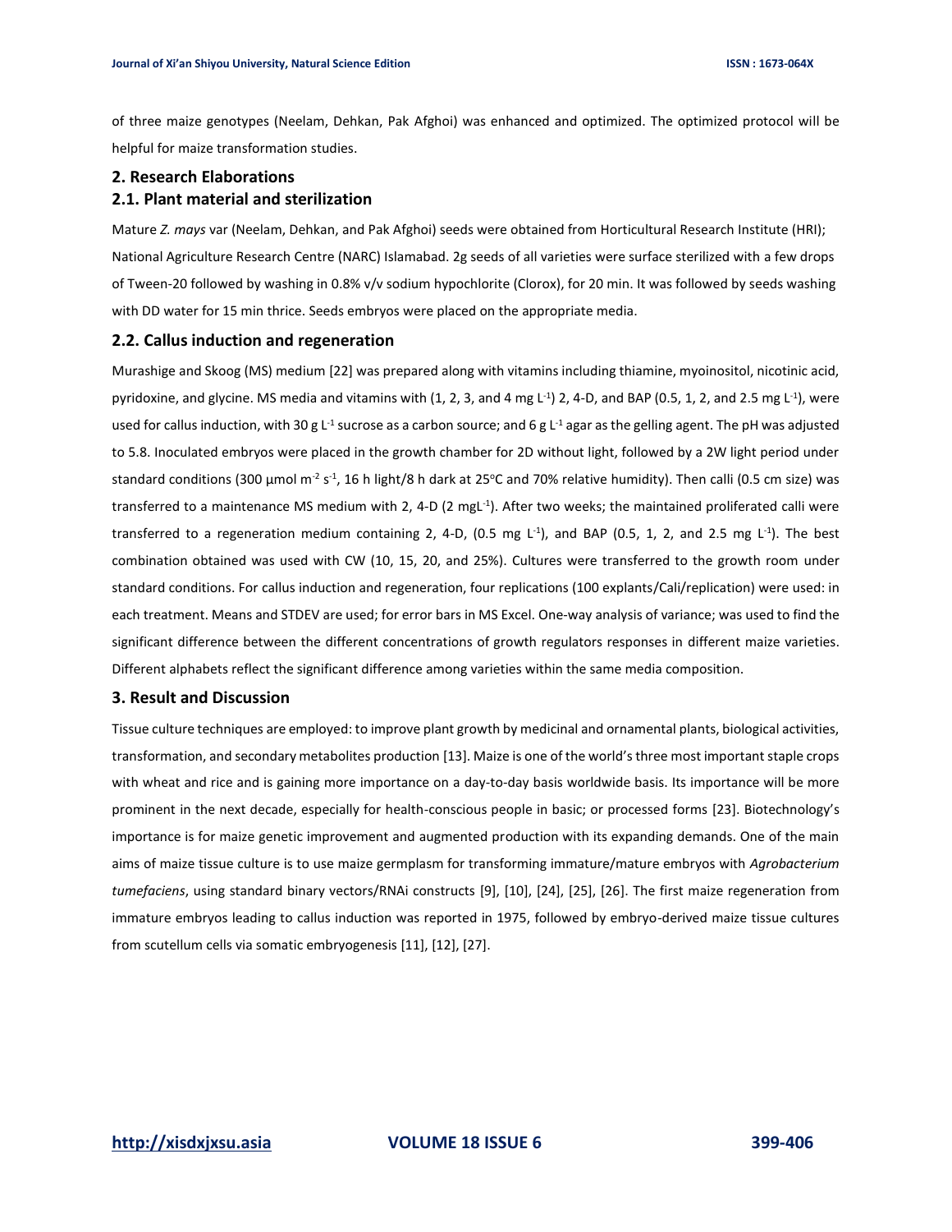of three maize genotypes (Neelam, Dehkan, Pak Afghoi) was enhanced and optimized. The optimized protocol will be helpful for maize transformation studies.

## 2. Research Elaborations

### 2.1. Plant material and sterilization

Mature *Z. mays* var (Neelam, Dehkan, and Pak Afghoi) seeds were obtained from Horticultural Research Institute (HRI); National Agriculture Research Centre (NARC) Islamabad. 2g seeds of all varieties were surface sterilized with a few drops of Tween-20 followed by washing in 0.8% v/v sodium hypochlorite (Clorox), for 20 min. It was followed by seeds washing with DD water for 15 min thrice. Seeds embryos were placed on the appropriate media.

### 2.2. Callus induction and regeneration

Murashige and Skoog (MS) medium [22] was prepared along with vitamins including thiamine, myoinositol, nicotinic acid, pyridoxine, and glycine. MS media and vitamins with (1, 2, 3, and 4 mg $L^{-1}$) 2, 4-D, and BAP (0.5, 1, 2, and 2.5 mg $L^{-1}$), were used for callus induction, with 30 g $L^{-1}$ sucrose as a carbon source; and 6 g $L^{-1}$ agar as the gelling agent. The pH was adjusted to 5.8. Inoculated embryos were placed in the growth chamber for 2D without light, followed by a 2W light period under standard conditions (300 µmol $m^{-2}$ $s^{-1}$, 16 h light/8 h dark at 25°C and 70% relative humidity). Then calli (0.5 cm size) was transferred to a maintenance MS medium with 2, 4-D (2 mg$L^{-1}$). After two weeks; the maintained proliferated calli were transferred to a regeneration medium containing 2, 4-D, (0.5 mg $L^{-1}$), and BAP (0.5, 1, 2, and 2.5 mg $L^{-1}$). The best combination obtained was used with CW (10, 15, 20, and 25%). Cultures were transferred to the growth room under standard conditions. For callus induction and regeneration, four replications (100 explants/Cali/replication) were used: in each treatment. Means and STDEV are used; for error bars in MS Excel. One-way analysis of variance; was used to find the significant difference between the different concentrations of growth regulators responses in different maize varieties. Different alphabets reflect the significant difference among varieties within the same media composition.

## 3. Result and Discussion

Tissue culture techniques are employed: to improve plant growth by medicinal and ornamental plants, biological activities, transformation, and secondary metabolites production [13]. Maize is one of the world's three most important staple crops with wheat and rice and is gaining more importance on a day-to-day basis worldwide basis. Its importance will be more prominent in the next decade, especially for health-conscious people in basic; or processed forms [23]. Biotechnology's importance is for maize genetic improvement and augmented production with its expanding demands. One of the main aims of maize tissue culture is to use maize germplasm for transforming immature/mature embryos with *Agrobacterium tumefaciens*, using standard binary vectors/RNAi constructs [9], [10], [24], [25], [26]. The first maize regeneration from immature embryos leading to callus induction was reported in 1975, followed by embryo-derived maize tissue cultures from scutellum cells via somatic embryogenesis [11], [12], [27].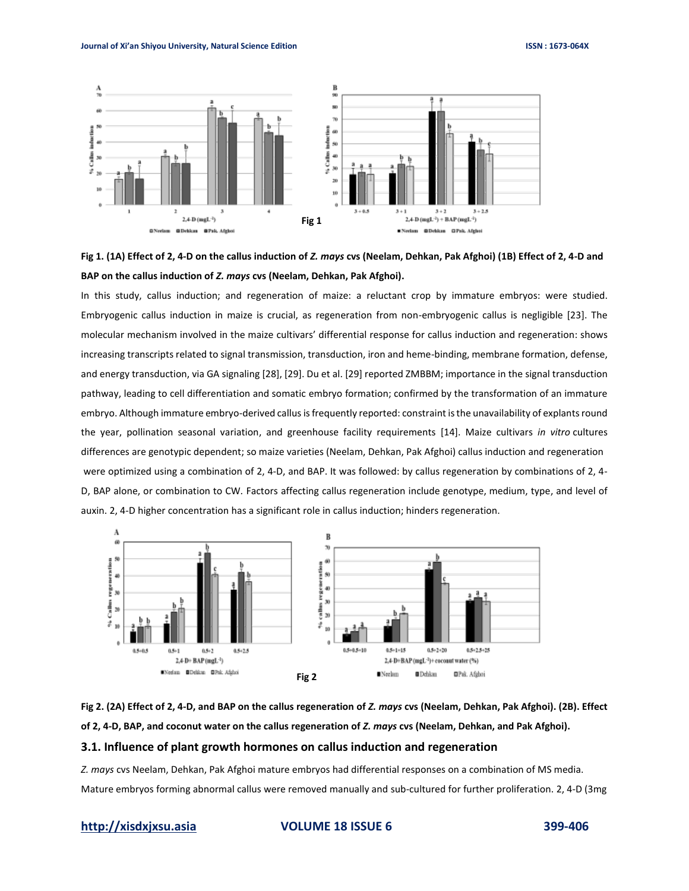A

% Callus induction

70, 60, 50, 40, 30, 20, 10, 0

1, 2, 3, 4

2,4-D (mgL⁻¹)

Neelam, Dehkan, Pak. Afghoi

B

% Callus induction

90, 80, 70, 60, 50, 40, 30, 20, 10, 0

3 + 0.5, 3 + 1, 3 + 2, 3 + 2.5

2,4-D (mgL⁻¹) + BAP (mgL⁻¹)

Neelam, Dehkan, Pak. Afghoi

Fig 1

**Fig 1. (1A) Effect of 2, 4-D on the callus induction of *Z. mays* cvs (Neelam, Dehkan, Pak Afghoi) (1B) Effect of 2, 4-D and BAP on the callus induction of *Z. mays* cvs (Neelam, Dehkan, Pak Afghoi).**

In this study, callus induction; and regeneration of maize: a reluctant crop by immature embryos: were studied. Embryogenic callus induction in maize is crucial, as regeneration from non-embryogenic callus is negligible [23]. The molecular mechanism involved in the maize cultivars' differential response for callus induction and regeneration: shows increasing transcripts related to signal transmission, transduction, iron and heme-binding, membrane formation, defense, and energy transduction, via GA signaling [28], [29]. Du et al. [29] reported ZMBBM; importance in the signal transduction pathway, leading to cell differentiation and somatic embryo formation; confirmed by the transformation of an immature embryo. Although immature embryo-derived callus is frequently reported: constraint is the unavailability of explants round the year, pollination seasonal variation, and greenhouse facility requirements [14]. Maize cultivars *in vitro* cultures differences are genotypic dependent; so maize varieties (Neelam, Dehkan, Pak Afghoi) callus induction and regeneration were optimized using a combination of 2, 4-D, and BAP. It was followed: by callus regeneration by combinations of 2, 4-D, BAP alone, or combination to CW. Factors affecting callus regeneration include genotype, medium, type, and level of auxin. 2, 4-D higher concentration has a significant role in callus induction; hinders regeneration.

A

% Callus regeneration

60, 50, 40, 30, 20, 10, 0

0.5+0.5, 0.5+1, 0.5+2, 0.5+2.5

2,4-D+ BAP (mgL⁻¹)

Neelam, Dehkan, Pak Afghoi

B

% callus regeneration

70, 60, 50, 40, 30, 20, 10, 0

0.5+0.5+10, 0.5+1+15, 0.5+2+20, 0.5+2.5+25

2,4-D+BAP (mgL⁻¹)+ coconut water (%)

Neelam, Dehkan, Pak. Afghoi

Fig 2

**Fig 2. (2A) Effect of 2, 4-D, and BAP on the callus regeneration of *Z. mays* cvs (Neelam, Dehkan, Pak Afghoi). (2B). Effect of 2, 4-D, BAP, and coconut water on the callus regeneration of *Z. mays* cvs (Neelam, Dehkan, and Pak Afghoi).**

### 3.1. Influence of plant growth hormones on callus induction and regeneration

*Z. mays* cvs Neelam, Dehkan, Pak Afghoi mature embryos had differential responses on a combination of MS media. Mature embryos forming abnormal callus were removed manually and sub-cultured for further proliferation. 2, 4-D (3mg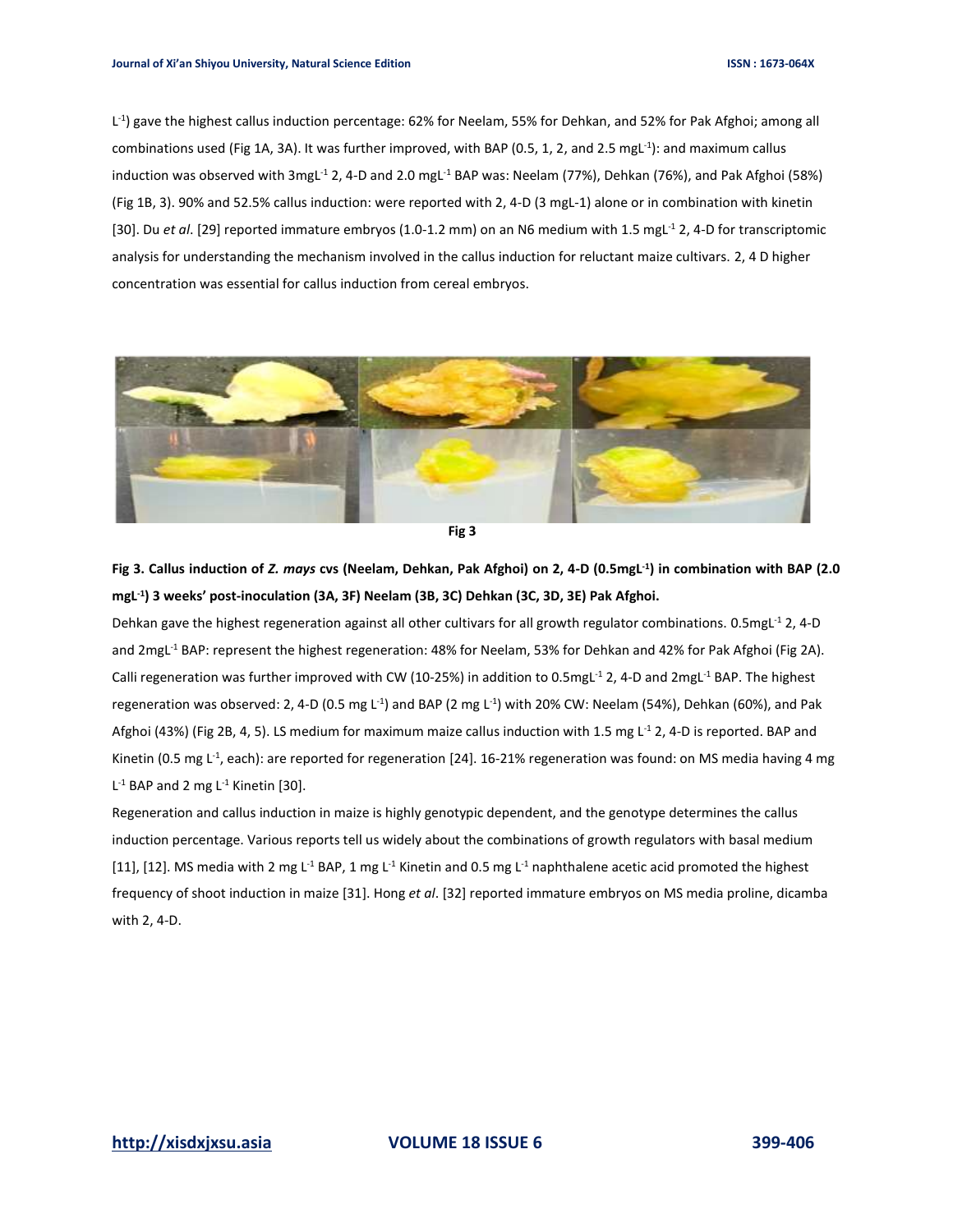$L^{-1}$) gave the highest callus induction percentage: 62% for Neelam, 55% for Dehkan, and 52% for Pak Afghoi; among all combinations used (Fig 1A, 3A). It was further improved, with BAP (0.5, 1, 2, and 2.5 $mgL^{-1}$): and maximum callus induction was observed with 3$mgL^{-1}$ 2, 4-D and 2.0 $mgL^{-1}$ BAP was: Neelam (77%), Dehkan (76%), and Pak Afghoi (58%) (Fig 1B, 3). 90% and 52.5% callus induction: were reported with 2, 4-D (3 mgL-1) alone or in combination with kinetin [30]. Du *et al*. [29] reported immature embryos (1.0-1.2 mm) on an N6 medium with 1.5 $mgL^{-1}$ 2, 4-D for transcriptomic analysis for understanding the mechanism involved in the callus induction for reluctant maize cultivars. 2, 4 D higher concentration was essential for callus induction from cereal embryos.

Fig 3

**Fig 3. Callus induction of *Z. mays* cvs (Neelam, Dehkan, Pak Afghoi) on 2, 4-D (0.5$mgL^{-1}$) in combination with BAP (2.0 $mgL^{-1}$) 3 weeks' post-inoculation (3A, 3F) Neelam (3B, 3C) Dehkan (3C, 3D, 3E) Pak Afghoi.**

Dehkan gave the highest regeneration against all other cultivars for all growth regulator combinations. 0.5$mgL^{-1}$ 2, 4-D and 2$mgL^{-1}$ BAP: represent the highest regeneration: 48% for Neelam, 53% for Dehkan and 42% for Pak Afghoi (Fig 2A). Calli regeneration was further improved with CW (10-25%) in addition to 0.5$mgL^{-1}$ 2, 4-D and 2$mgL^{-1}$ BAP. The highest regeneration was observed: 2, 4-D (0.5 mg $L^{-1}$) and BAP (2 mg $L^{-1}$) with 20% CW: Neelam (54%), Dehkan (60%), and Pak Afghoi (43%) (Fig 2B, 4, 5). LS medium for maximum maize callus induction with 1.5 mg $L^{-1}$ 2, 4-D is reported. BAP and Kinetin (0.5 mg $L^{-1}$, each): are reported for regeneration [24]. 16-21% regeneration was found: on MS media having 4 mg $L^{-1}$ BAP and 2 mg $L^{-1}$ Kinetin [30].

Regeneration and callus induction in maize is highly genotypic dependent, and the genotype determines the callus induction percentage. Various reports tell us widely about the combinations of growth regulators with basal medium [11], [12]. MS media with 2 mg $L^{-1}$ BAP, 1 mg $L^{-1}$ Kinetin and 0.5 mg $L^{-1}$ naphthalene acetic acid promoted the highest frequency of shoot induction in maize [31]. Hong *et al*. [32] reported immature embryos on MS media proline, dicamba with 2, 4-D.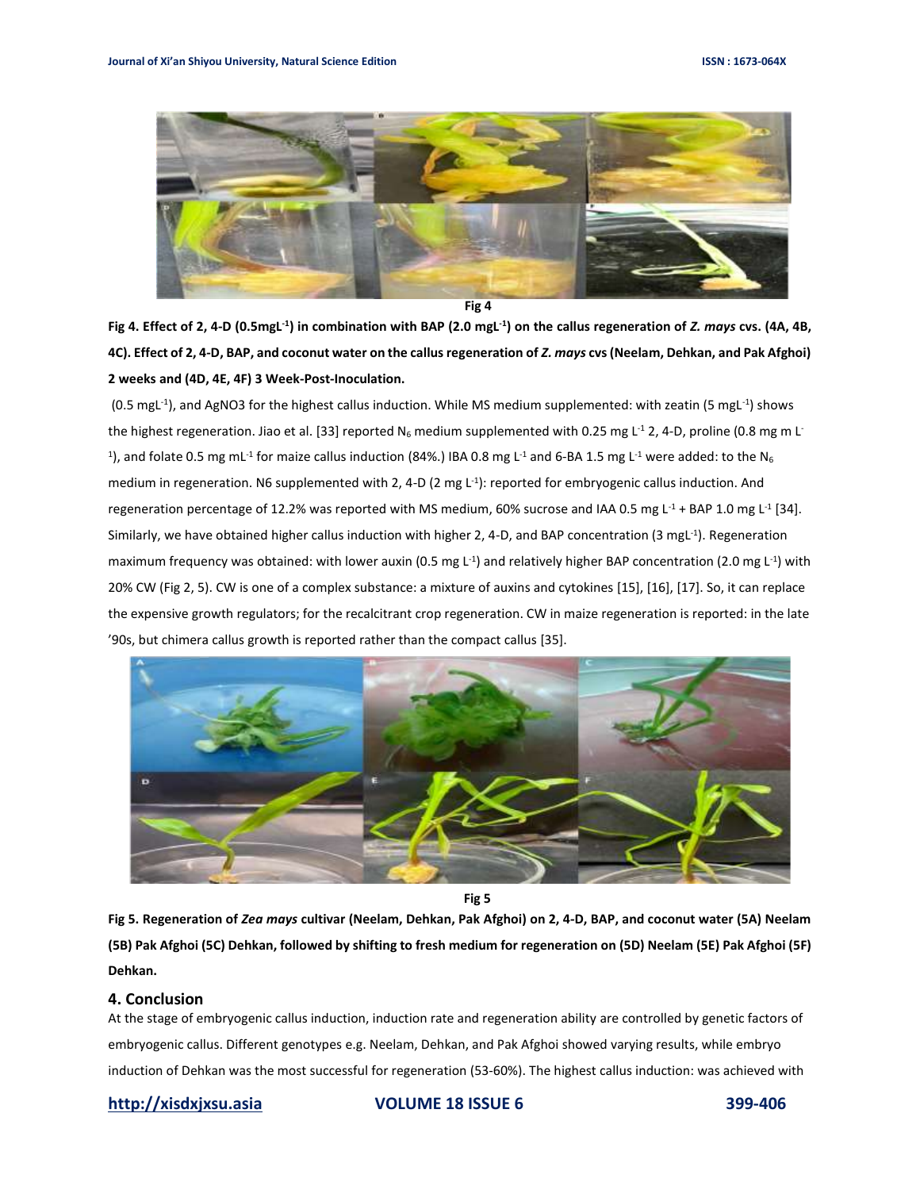Fig 4

**Fig 4. Effect of 2, 4-D (0.5mgL$^{-1}$) in combination with BAP (2.0 mgL$^{-1}$) on the callus regeneration of *Z. mays* cvs. (4A, 4B, 4C). Effect of 2, 4-D, BAP, and coconut water on the callus regeneration of *Z. mays* cvs (Neelam, Dehkan, and Pak Afghoi) 2 weeks and (4D, 4E, 4F) 3 Week-Post-Inoculation.**

(0.5 mgL$^{-1}$), and AgNO3 for the highest callus induction. While MS medium supplemented: with zeatin (5 mgL$^{-1}$) shows the highest regeneration. Jiao et al. [33] reported $N_6$ medium supplemented with 0.25 mg L$^{-1}$ 2, 4-D, proline (0.8 mg m L$^{-1}$), and folate 0.5 mg mL$^{-1}$ for maize callus induction (84%.) IBA 0.8 mg L$^{-1}$ and 6-BA 1.5 mg L$^{-1}$ were added: to the $N_6$ medium in regeneration. N6 supplemented with 2, 4-D (2 mg L$^{-1}$): reported for embryogenic callus induction. And regeneration percentage of 12.2% was reported with MS medium, 60% sucrose and IAA 0.5 mg L$^{-1}$ + BAP 1.0 mg L$^{-1}$ [34]. Similarly, we have obtained higher callus induction with higher 2, 4-D, and BAP concentration (3 mgL$^{-1}$). Regeneration maximum frequency was obtained: with lower auxin (0.5 mg L$^{-1}$) and relatively higher BAP concentration (2.0 mg L$^{-1}$) with 20% CW (Fig 2, 5). CW is one of a complex substance: a mixture of auxins and cytokines [15], [16], [17]. So, it can replace the expensive growth regulators; for the recalcitrant crop regeneration. CW in maize regeneration is reported: in the late '90s, but chimera callus growth is reported rather than the compact callus [35].

Fig 5

**Fig 5. Regeneration of *Zea mays* cultivar (Neelam, Dehkan, Pak Afghoi) on 2, 4-D, BAP, and coconut water (5A) Neelam (5B) Pak Afghoi (5C) Dehkan, followed by shifting to fresh medium for regeneration on (5D) Neelam (5E) Pak Afghoi (5F) Dehkan.**

## 4. Conclusion

At the stage of embryogenic callus induction, induction rate and regeneration ability are controlled by genetic factors of embryogenic callus. Different genotypes e.g. Neelam, Dehkan, and Pak Afghoi showed varying results, while embryo induction of Dehkan was the most successful for regeneration (53-60%). The highest callus induction: was achieved with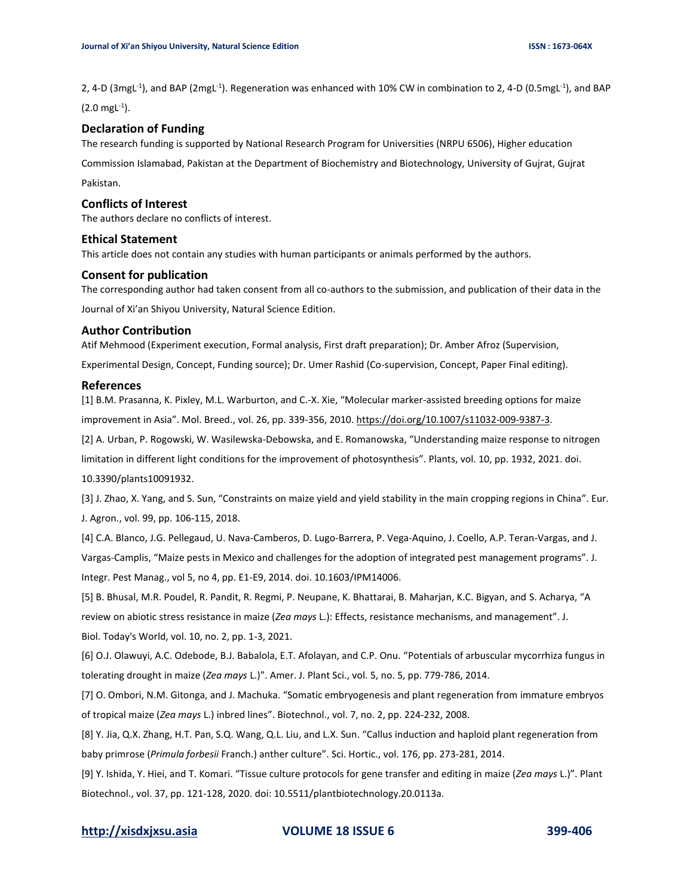2, 4-D (3mgL$^{-1}$), and BAP (2mgL$^{-1}$). Regeneration was enhanced with 10% CW in combination to 2, 4-D (0.5mgL$^{-1}$), and BAP (2.0 mgL$^{-1}$).

## Declaration of Funding

The research funding is supported by National Research Program for Universities (NRPU 6506), Higher education Commission Islamabad, Pakistan at the Department of Biochemistry and Biotechnology, University of Gujrat, Gujrat Pakistan.

## Conflicts of Interest

The authors declare no conflicts of interest.

## Ethical Statement

This article does not contain any studies with human participants or animals performed by the authors.

## Consent for publication

The corresponding author had taken consent from all co-authors to the submission, and publication of their data in the Journal of Xi'an Shiyou University, Natural Science Edition.

## Author Contribution

Atif Mehmood (Experiment execution, Formal analysis, First draft preparation); Dr. Amber Afroz (Supervision, Experimental Design, Concept, Funding source); Dr. Umer Rashid (Co-supervision, Concept, Paper Final editing).

## References

[1] B.M. Prasanna, K. Pixley, M.L. Warburton, and C.-X. Xie, "Molecular marker-assisted breeding options for maize improvement in Asia". Mol. Breed., vol. 26, pp. 339-356, 2010. https://doi.org/10.1007/s11032-009-9387-3.

[2] A. Urban, P. Rogowski, W. Wasilewska-Debowska, and E. Romanowska, "Understanding maize response to nitrogen limitation in different light conditions for the improvement of photosynthesis". Plants, vol. 10, pp. 1932, 2021. doi. 10.3390/plants10091932.

[3] J. Zhao, X. Yang, and S. Sun, "Constraints on maize yield and yield stability in the main cropping regions in China". Eur. J. Agron., vol. 99, pp. 106-115, 2018.

[4] C.A. Blanco, J.G. Pellegaud, U. Nava-Camberos, D. Lugo-Barrera, P. Vega-Aquino, J. Coello, A.P. Teran-Vargas, and J. Vargas-Camplis, "Maize pests in Mexico and challenges for the adoption of integrated pest management programs". J. Integr. Pest Manag., vol 5, no 4, pp. E1-E9, 2014. doi. 10.1603/IPM14006.

[5] B. Bhusal, M.R. Poudel, R. Pandit, R. Regmi, P. Neupane, K. Bhattarai, B. Maharjan, K.C. Bigyan, and S. Acharya, "A review on abiotic stress resistance in maize (*Zea mays* L.): Effects, resistance mechanisms, and management". J. Biol. Today's World, vol. 10, no. 2, pp. 1-3, 2021.

[6] O.J. Olawuyi, A.C. Odebode, B.J. Babalola, E.T. Afolayan, and C.P. Onu. "Potentials of arbuscular mycorrhiza fungus in tolerating drought in maize (*Zea mays* L.)". Amer. J. Plant Sci., vol. 5, no. 5, pp. 779-786, 2014.

[7] O. Ombori, N.M. Gitonga, and J. Machuka. "Somatic embryogenesis and plant regeneration from immature embryos of tropical maize (*Zea mays* L.) inbred lines". Biotechnol., vol. 7, no. 2, pp. 224-232, 2008.

[8] Y. Jia, Q.X. Zhang, H.T. Pan, S.Q. Wang, Q.L. Liu, and L.X. Sun. "Callus induction and haploid plant regeneration from baby primrose (*Primula forbesii* Franch.) anther culture". Sci. Hortic., vol. 176, pp. 273-281, 2014.

[9] Y. Ishida, Y. Hiei, and T. Komari. "Tissue culture protocols for gene transfer and editing in maize (*Zea mays* L.)". Plant Biotechnol., vol. 37, pp. 121-128, 2020. doi: 10.5511/plantbiotechnology.20.0113a.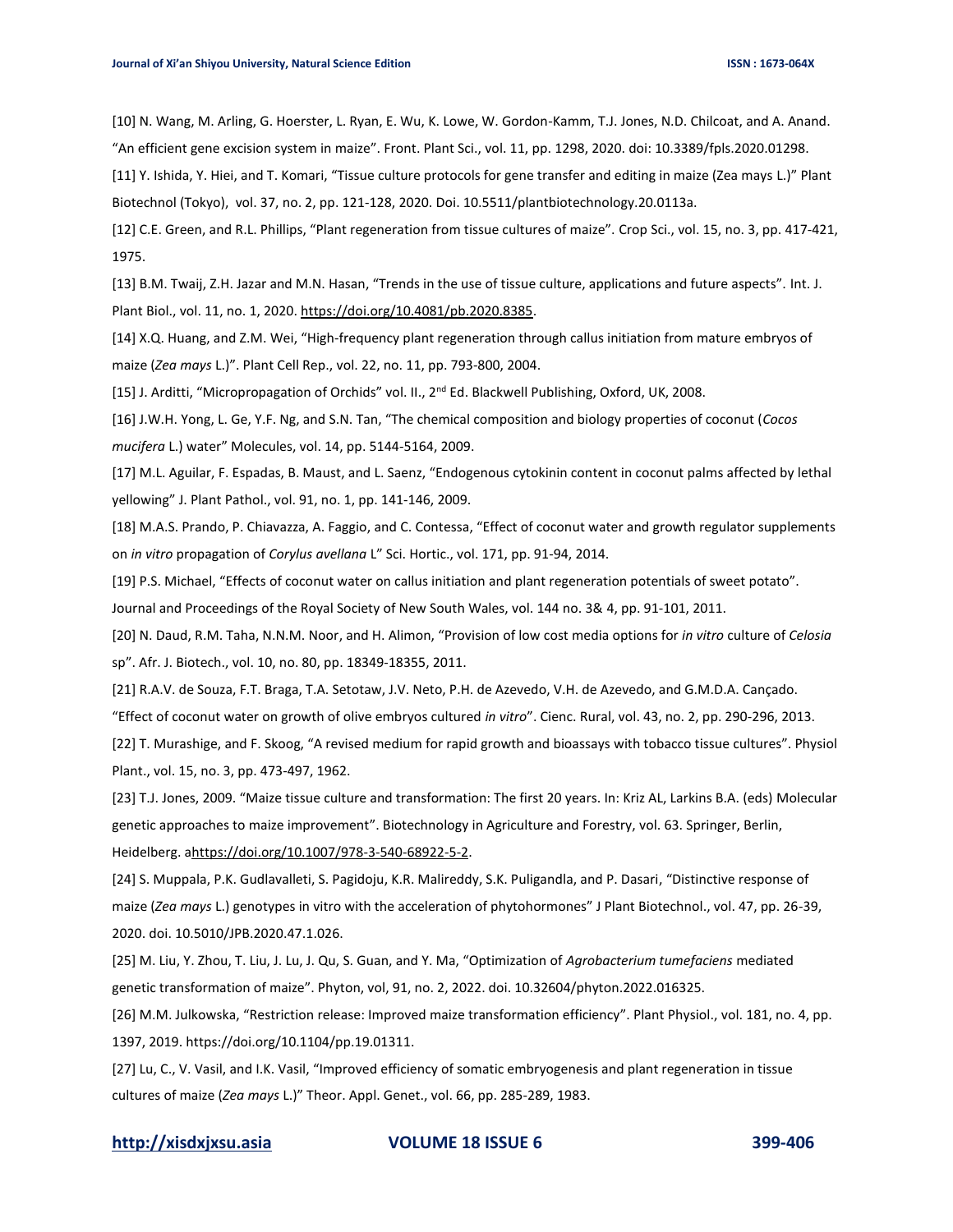[10] N. Wang, M. Arling, G. Hoerster, L. Ryan, E. Wu, K. Lowe, W. Gordon-Kamm, T.J. Jones, N.D. Chilcoat, and A. Anand. “An efficient gene excision system in maize”. Front. Plant Sci., vol. 11, pp. 1298, 2020. doi: 10.3389/fpls.2020.01298.

[11] Y. Ishida, Y. Hiei, and T. Komari, “Tissue culture protocols for gene transfer and editing in maize (Zea mays L.)” Plant Biotechnol (Tokyo), vol. 37, no. 2, pp. 121-128, 2020. Doi. 10.5511/plantbiotechnology.20.0113a.

[12] C.E. Green, and R.L. Phillips, “Plant regeneration from tissue cultures of maize”. Crop Sci., vol. 15, no. 3, pp. 417-421, 1975.

[13] B.M. Twaij, Z.H. Jazar and M.N. Hasan, “Trends in the use of tissue culture, applications and future aspects”. Int. J. Plant Biol., vol. 11, no. 1, 2020. https://doi.org/10.4081/pb.2020.8385.

[14] X.Q. Huang, and Z.M. Wei, “High-frequency plant regeneration through callus initiation from mature embryos of maize (*Zea mays* L.)”. Plant Cell Rep., vol. 22, no. 11, pp. 793-800, 2004.

[15] J. Arditti, “Micropropagation of Orchids” vol. II., 2nd Ed. Blackwell Publishing, Oxford, UK, 2008.

[16] J.W.H. Yong, L. Ge, Y.F. Ng, and S.N. Tan, “The chemical composition and biology properties of coconut (*Cocos mucifera* L.) water” Molecules, vol. 14, pp. 5144-5164, 2009.

[17] M.L. Aguilar, F. Espadas, B. Maust, and L. Saenz, “Endogenous cytokinin content in coconut palms affected by lethal yellowing” J. Plant Pathol., vol. 91, no. 1, pp. 141-146, 2009.

[18] M.A.S. Prando, P. Chiavazza, A. Faggio, and C. Contessa, “Effect of coconut water and growth regulator supplements on *in vitro* propagation of *Corylus avellana* L” Sci. Hortic., vol. 171, pp. 91-94, 2014.

[19] P.S. Michael, “Effects of coconut water on callus initiation and plant regeneration potentials of sweet potato”. Journal and Proceedings of the Royal Society of New South Wales, vol. 144 no. 3& 4, pp. 91-101, 2011.

[20] N. Daud, R.M. Taha, N.N.M. Noor, and H. Alimon, “Provision of low cost media options for *in vitro* culture of *Celosia* sp”. Afr. J. Biotech., vol. 10, no. 80, pp. 18349-18355, 2011.

[21] R.A.V. de Souza, F.T. Braga, T.A. Setotaw, J.V. Neto, P.H. de Azevedo, V.H. de Azevedo, and G.M.D.A. Cançado. “Effect of coconut water on growth of olive embryos cultured *in vitro*”. Cienc. Rural, vol. 43, no. 2, pp. 290-296, 2013.

[22] T. Murashige, and F. Skoog, “A revised medium for rapid growth and bioassays with tobacco tissue cultures”. Physiol Plant., vol. 15, no. 3, pp. 473-497, 1962.

[23] T.J. Jones, 2009. “Maize tissue culture and transformation: The first 20 years. In: Kriz AL, Larkins B.A. (eds) Molecular genetic approaches to maize improvement”. Biotechnology in Agriculture and Forestry, vol. 63. Springer, Berlin, Heidelberg. ahttps://doi.org/10.1007/978-3-540-68922-5-2.

[24] S. Muppala, P.K. Gudlavalleti, S. Pagidoju, K.R. Malireddy, S.K. Puligandla, and P. Dasari, “Distinctive response of maize (*Zea mays* L.) genotypes in vitro with the acceleration of phytohormones” J Plant Biotechnol., vol. 47, pp. 26-39, 2020. doi. 10.5010/JPB.2020.47.1.026.

[25] M. Liu, Y. Zhou, T. Liu, J. Lu, J. Qu, S. Guan, and Y. Ma, “Optimization of *Agrobacterium tumefaciens* mediated genetic transformation of maize”. Phyton, vol, 91, no. 2, 2022. doi. 10.32604/phyton.2022.016325.

[26] M.M. Julkowska, “Restriction release: Improved maize transformation efficiency”. Plant Physiol., vol. 181, no. 4, pp. 1397, 2019. https://doi.org/10.1104/pp.19.01311.

[27] Lu, C., V. Vasil, and I.K. Vasil, “Improved efficiency of somatic embryogenesis and plant regeneration in tissue cultures of maize (*Zea mays* L.)” Theor. Appl. Genet., vol. 66, pp. 285-289, 1983.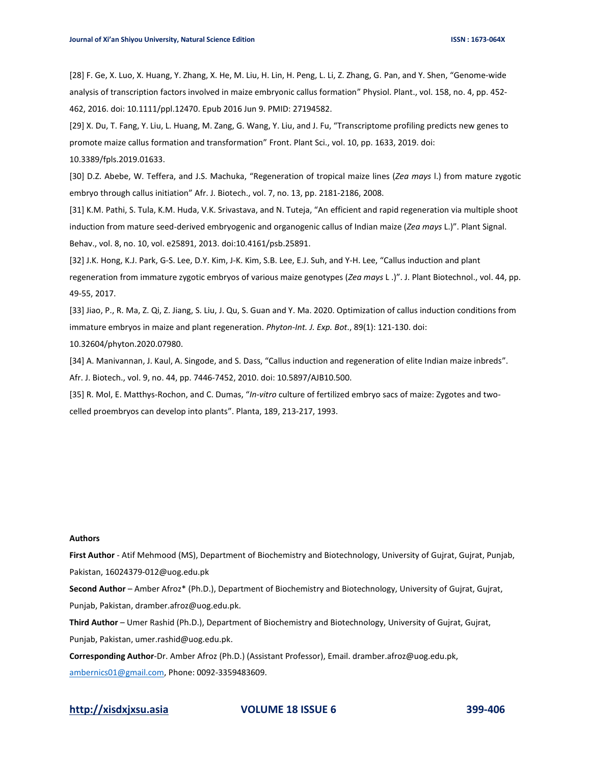[28] F. Ge, X. Luo, X. Huang, Y. Zhang, X. He, M. Liu, H. Lin, H. Peng, L. Li, Z. Zhang, G. Pan, and Y. Shen, "Genome-wide analysis of transcription factors involved in maize embryonic callus formation" Physiol. Plant., vol. 158, no. 4, pp. 452-462, 2016. doi: 10.1111/ppl.12470. Epub 2016 Jun 9. PMID: 27194582.

[29] X. Du, T. Fang, Y. Liu, L. Huang, M. Zang, G. Wang, Y. Liu, and J. Fu, "Transcriptome profiling predicts new genes to promote maize callus formation and transformation" Front. Plant Sci., vol. 10, pp. 1633, 2019. doi: 10.3389/fpls.2019.01633.

[30] D.Z. Abebe, W. Teffera, and J.S. Machuka, "Regeneration of tropical maize lines (*Zea mays* l.) from mature zygotic embryo through callus initiation" Afr. J. Biotech., vol. 7, no. 13, pp. 2181-2186, 2008.

[31] K.M. Pathi, S. Tula, K.M. Huda, V.K. Srivastava, and N. Tuteja, "An efficient and rapid regeneration via multiple shoot induction from mature seed-derived embryogenic and organogenic callus of Indian maize (*Zea mays* L.)". Plant Signal. Behav., vol. 8, no. 10, vol. e25891, 2013. doi:10.4161/psb.25891.

[32] J.K. Hong, K.J. Park, G-S. Lee, D.Y. Kim, J-K. Kim, S.B. Lee, E.J. Suh, and Y-H. Lee, "Callus induction and plant regeneration from immature zygotic embryos of various maize genotypes (*Zea mays* L .)". J. Plant Biotechnol., vol. 44, pp. 49-55, 2017.

[33] Jiao, P., R. Ma, Z. Qi, Z. Jiang, S. Liu, J. Qu, S. Guan and Y. Ma. 2020. Optimization of callus induction conditions from immature embryos in maize and plant regeneration. *Phyton-Int. J. Exp. Bot*., 89(1): 121-130. doi: 10.32604/phyton.2020.07980.

[34] A. Manivannan, J. Kaul, A. Singode, and S. Dass, "Callus induction and regeneration of elite Indian maize inbreds". Afr. J. Biotech., vol. 9, no. 44, pp. 7446-7452, 2010. doi: 10.5897/AJB10.500.

[35] R. Mol, E. Matthys-Rochon, and C. Dumas, "*In-vitro* culture of fertilized embryo sacs of maize: Zygotes and two-celled proembryos can develop into plants". Planta, 189, 213-217, 1993.

**Authors**

**First Author** - Atif Mehmood (MS), Department of Biochemistry and Biotechnology, University of Gujrat, Gujrat, Punjab, Pakistan, 16024379-012@uog.edu.pk

**Second Author** – Amber Afroz* (Ph.D.), Department of Biochemistry and Biotechnology, University of Gujrat, Gujrat, Punjab, Pakistan, dramber.afroz@uog.edu.pk.

**Third Author** – Umer Rashid (Ph.D.), Department of Biochemistry and Biotechnology, University of Gujrat, Gujrat, Punjab, Pakistan, umer.rashid@uog.edu.pk.

**Corresponding Author**-Dr. Amber Afroz (Ph.D.) (Assistant Professor), Email. dramber.afroz@uog.edu.pk, ambernics01@gmail.com, Phone: 0092-3359483609.